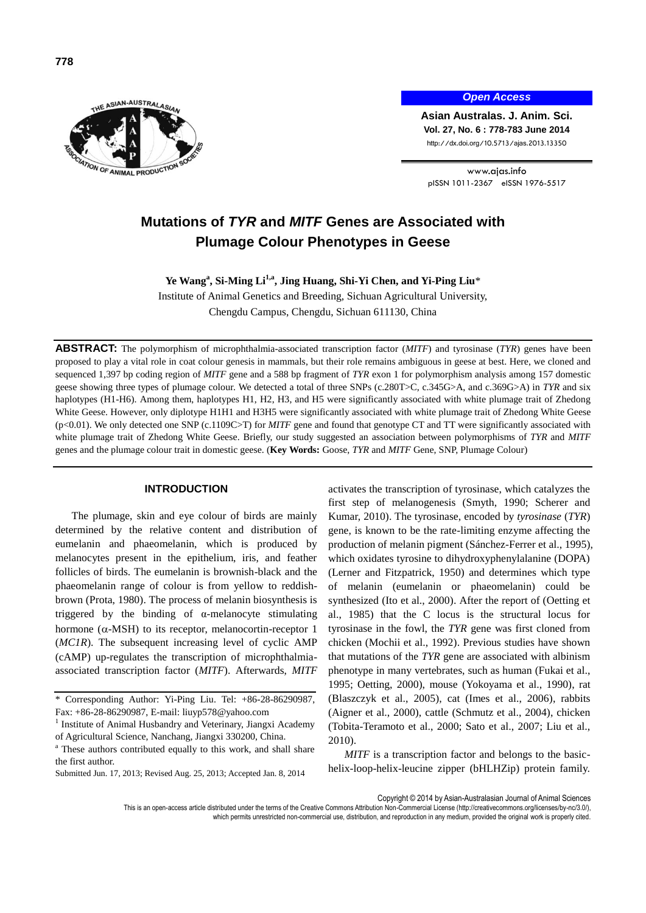Open Access

Asian Australas. J. Anim. Sci.
Vol. 27, No. 6 : 778-783 June 2014
http://dx.doi.org/10.5713/ajas.2013.13350

www.ajas.info
pISSN 1011-2367 eISSN 1976-5517

# Mutations of *TYR* and *MITF* Genes are Associated with Plumage Colour Phenotypes in Geese

**Ye Wang[a], Si-Ming Li[1,a], Jing Huang, Shi-Yi Chen, and Yi-Ping Liu***

Institute of Animal Genetics and Breeding, Sichuan Agricultural University, Chengdu Campus, Chengdu, Sichuan 611130, China

**ABSTRACT:** The polymorphism of microphthalmia-associated transcription factor (*MITF*) and tyrosinase (*TYR*) genes have been proposed to play a vital role in coat colour genesis in mammals, but their role remains ambiguous in geese at best. Here, we cloned and sequenced 1,397 bp coding region of *MITF* gene and a 588 bp fragment of *TYR* exon 1 for polymorphism analysis among 157 domestic geese showing three types of plumage colour. We detected a total of three SNPs (c.280T>C, c.345G>A, and c.369G>A) in *TYR* and six haplotypes (H1-H6). Among them, haplotypes H1, H2, H3, and H5 were significantly associated with white plumage trait of Zhedong White Geese. However, only diplotype H1H1 and H3H5 were significantly associated with white plumage trait of Zhedong White Geese ($p<0.01$). We only detected one SNP (c.1109C>T) for *MITF* gene and found that genotype CT and TT were significantly associated with white plumage trait of Zhedong White Geese. Briefly, our study suggested an association between polymorphisms of *TYR* and *MITF* genes and the plumage colour trait in domestic geese. (**Key Words:** Goose, *TYR* and *MITF* Gene, SNP, Plumage Colour)

## INTRODUCTION

The plumage, skin and eye colour of birds are mainly determined by the relative content and distribution of eumelanin and phaeomelanin, which is produced by melanocytes present in the epithelium, iris, and feather follicles of birds. The eumelanin is brownish-black and the phaeomelanin range of colour is from yellow to reddish-brown (Prota, 1980). The process of melanin biosynthesis is triggered by the binding of α-melanocyte stimulating hormone (α-MSH) to its receptor, melanocortin-receptor 1 (*MC1R*). The subsequent increasing level of cyclic AMP (cAMP) up-regulates the transcription of microphthalmia-associated transcription factor (*MITF*). Afterwards, *MITF* activates the transcription of tyrosinase, which catalyzes the first step of melanogenesis (Smyth, 1990; Scherer and Kumar, 2010). The tyrosinase, encoded by *tyrosinase* (*TYR*) gene, is known to be the rate-limiting enzyme affecting the production of melanin pigment (Sánchez-Ferrer et al., 1995), which oxidates tyrosine to dihydroxyphenylalanine (DOPA) (Lerner and Fitzpatrick, 1950) and determines which type of melanin (eumelanin or phaeomelanin) could be synthesized (Ito et al., 2000). After the report of (Oetting et al., 1985) that the C locus is the structural locus for tyrosinase in the fowl, the *TYR* gene was first cloned from chicken (Mochii et al., 1992). Previous studies have shown that mutations of the *TYR* gene are associated with albinism phenotype in many vertebrates, such as human (Fukai et al., 1995; Oetting, 2000), mouse (Yokoyama et al., 1990), rat (Blaszczyk et al., 2005), cat (Imes et al., 2006), rabbits (Aigner et al., 2000), cattle (Schmutz et al., 2004), chicken (Tobita-Teramoto et al., 2000; Sato et al., 2007; Liu et al., 2010).

*MITF* is a transcription factor and belongs to the basic-helix-loop-helix-leucine zipper (bHLHZip) protein family.

\* Corresponding Author: Yi-Ping Liu. Tel: +86-28-86290987, Fax: +86-28-86290987, E-mail: liuyp578@yahoo.com

[1] Institute of Animal Husbandry and Veterinary, Jiangxi Academy of Agricultural Science, Nanchang, Jiangxi 330200, China.

[a] These authors contributed equally to this work, and shall share the first author.

Submitted Jun. 17, 2013; Revised Aug. 25, 2013; Accepted Jan. 8, 2014

Copyright © 2014 by Asian-Australasian Journal of Animal Sciences

This is an open-access article distributed under the terms of the Creative Commons Attribution Non-Commercial License (http://creativecommons.org/licenses/by-nc/3.0/), which permits unrestricted non-commercial use, distribution, and reproduction in any medium, provided the original work is properly cited.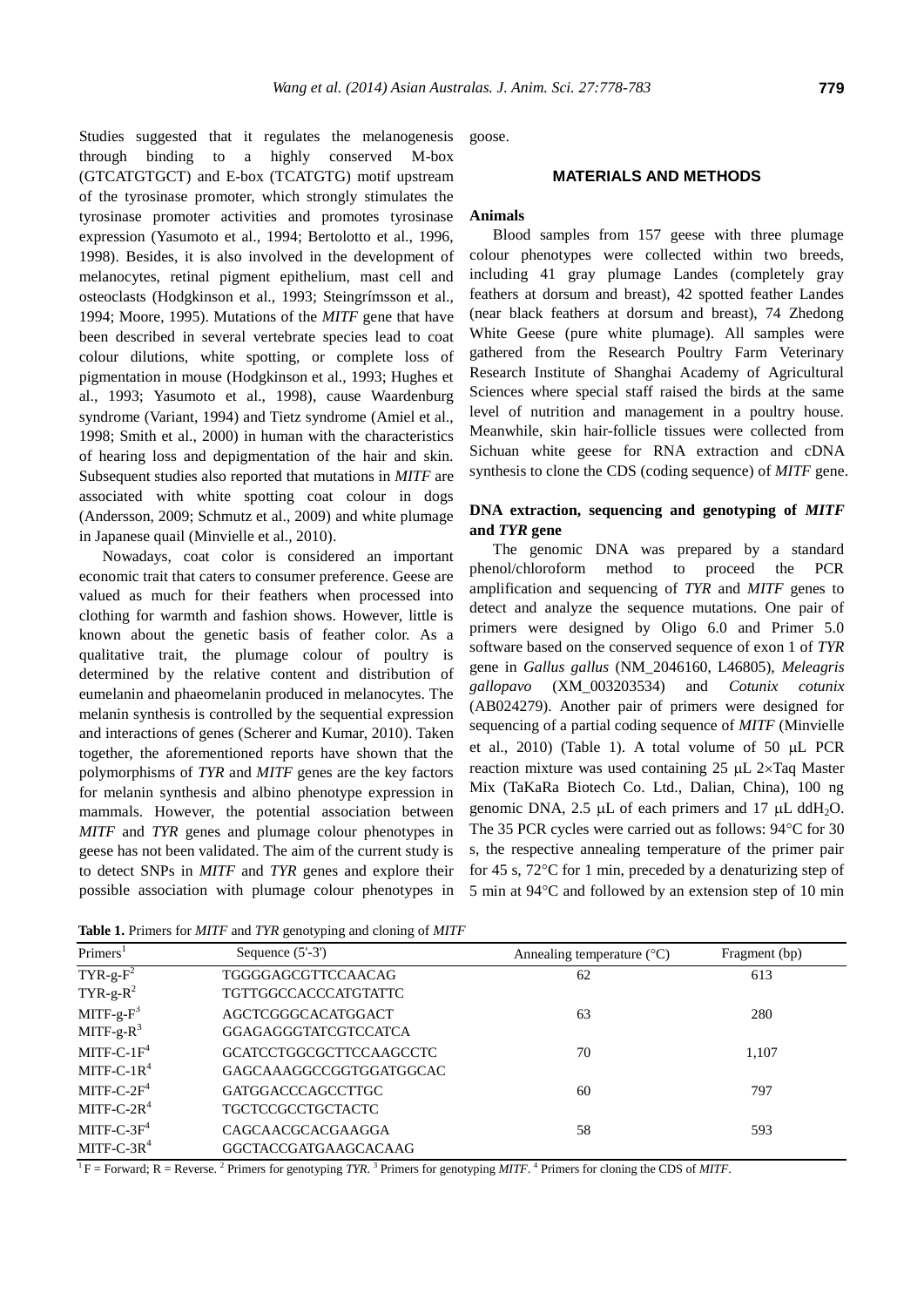Studies suggested that it regulates the melanogenesis through binding to a highly conserved M-box (GTCATGTGCT) and E-box (TCATGTG) motif upstream of the tyrosinase promoter, which strongly stimulates the tyrosinase promoter activities and promotes tyrosinase expression (Yasumoto et al., 1994; Bertolotto et al., 1996, 1998). Besides, it is also involved in the development of melanocytes, retinal pigment epithelium, mast cell and osteoclasts (Hodgkinson et al., 1993; Steingrímsson et al., 1994; Moore, 1995). Mutations of the *MITF* gene that have been described in several vertebrate species lead to coat colour dilutions, white spotting, or complete loss of pigmentation in mouse (Hodgkinson et al., 1993; Hughes et al., 1993; Yasumoto et al., 1998), cause Waardenburg syndrome (Variant, 1994) and Tietz syndrome (Amiel et al., 1998; Smith et al., 2000) in human with the characteristics of hearing loss and depigmentation of the hair and skin. Subsequent studies also reported that mutations in *MITF* are associated with white spotting coat colour in dogs (Andersson, 2009; Schmutz et al., 2009) and white plumage in Japanese quail (Minvielle et al., 2010).

Nowadays, coat color is considered an important economic trait that caters to consumer preference. Geese are valued as much for their feathers when processed into clothing for warmth and fashion shows. However, little is known about the genetic basis of feather color. As a qualitative trait, the plumage colour of poultry is determined by the relative content and distribution of eumelanin and phaeomelanin produced in melanocytes. The melanin synthesis is controlled by the sequential expression and interactions of genes (Scherer and Kumar, 2010). Taken together, the aforementioned reports have shown that the polymorphisms of *TYR* and *MITF* genes are the key factors for melanin synthesis and albino phenotype expression in mammals. However, the potential association between *MITF* and *TYR* genes and plumage colour phenotypes in geese has not been validated. The aim of the current study is to detect SNPs in *MITF* and *TYR* genes and explore their possible association with plumage colour phenotypes in goose.

## MATERIALS AND METHODS

### Animals

Blood samples from 157 geese with three plumage colour phenotypes were collected within two breeds, including 41 gray plumage Landes (completely gray feathers at dorsum and breast), 42 spotted feather Landes (near black feathers at dorsum and breast), 74 Zhedong White Geese (pure white plumage). All samples were gathered from the Research Poultry Farm Veterinary Research Institute of Shanghai Academy of Agricultural Sciences where special staff raised the birds at the same level of nutrition and management in a poultry house. Meanwhile, skin hair-follicle tissues were collected from Sichuan white geese for RNA extraction and cDNA synthesis to clone the CDS (coding sequence) of *MITF* gene.

### DNA extraction, sequencing and genotyping of *MITF* and *TYR* gene

The genomic DNA was prepared by a standard phenol/chloroform method to proceed the PCR amplification and sequencing of *TYR* and *MITF* genes to detect and analyze the sequence mutations. One pair of primers were designed by Oligo 6.0 and Primer 5.0 software based on the conserved sequence of exon 1 of *TYR* gene in *Gallus gallus* (NM_2046160, L46805), *Meleagris gallopavo* (XM_003203534) and *Cotunix cotunix* (AB024279). Another pair of primers were designed for sequencing of a partial coding sequence of *MITF* (Minvielle et al., 2010) (Table 1). A total volume of 50 μL PCR reaction mixture was used containing 25 μL 2×Taq Master Mix (TaKaRa Biotech Co. Ltd., Dalian, China), 100 ng genomic DNA, 2.5 μL of each primers and 17 μL $ddH_2O$. The 35 PCR cycles were carried out as follows: 94°C for 30 s, the respective annealing temperature of the primer pair for 45 s, 72°C for 1 min, preceded by a denaturizing step of 5 min at 94°C and followed by an extension step of 10 min

**Table 1.** Primers for *MITF* and *TYR* genotyping and cloning of *MITF*

| Primers[1] | Sequence (5'-3') | Annealing temperature (°C) | Fragment (bp) |
|---|---|---|---|
| TYR-g-F[2] | TGGGGAGCGTTCCAACAG | 62 | 613 |
| TYR-g-R[2] | TGTTGGCCACCCATGTATTC | | |
| MITF-g-F[3] | AGCTCGGGCACATGGACT | 63 | 280 |
| MITF-g-R[3] | GGAGAGGGTATCGTCCATCA | | |
| MITF-C-1F[4] | GCATCCTGGCGCTTCCAAGCCTC | 70 | 1,107 |
| MITF-C-1R[4] | GAGCAAAGGCCGGTGGATGGCAC | | |
| MITF-C-2F[4] | GATGGACCCAGCCTTGC | 60 | 797 |
| MITF-C-2R[4] | TGCTCCGCCTGCTACTC | | |
| MITF-C-3F[4] | CAGCAACGCACGAAGGA | 58 | 593 |
| MITF-C-3R[4] | GGCTACCGATGAAGCACAAG | | |

[1] F = Forward; R = Reverse. [2] Primers for genotyping *TYR*. [3] Primers for genotyping *MITF*. [4] Primers for cloning the CDS of *MITF*.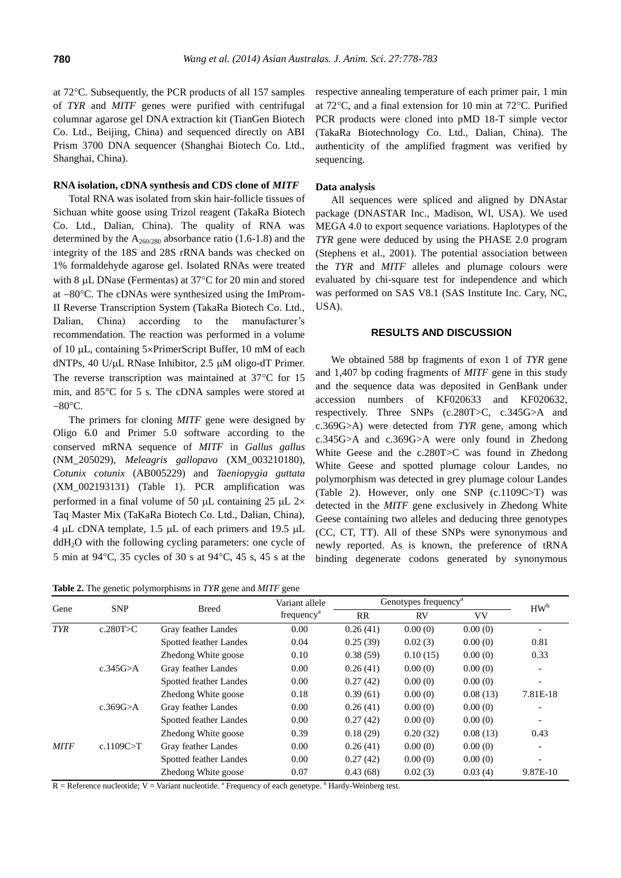at 72°C. Subsequently, the PCR products of all 157 samples of *TYR* and *MITF* genes were purified with centrifugal columnar agarose gel DNA extraction kit (TianGen Biotech Co. Ltd., Beijing, China) and sequenced directly on ABI Prism 3700 DNA sequencer (Shanghai Biotech Co. Ltd., Shanghai, China).

### RNA isolation, cDNA synthesis and CDS clone of *MITF*

Total RNA was isolated from skin hair-follicle tissues of Sichuan white goose using Trizol reagent (TakaRa Biotech Co. Ltd., Dalian, China). The quality of RNA was determined by the $A_{260/280}$ absorbance ratio (1.6-1.8) and the integrity of the 18S and 28S rRNA bands was checked on 1% formaldehyde agarose gel. Isolated RNAs were treated with 8 μL DNase (Fermentas) at 37°C for 20 min and stored at –80°C. The cDNAs were synthesized using the ImProm-II Reverse Transcription System (TakaRa Biotech Co. Ltd., Dalian, China) according to the manufacturer's recommendation. The reaction was performed in a volume of 10 μL, containing 5×PrimerScript Buffer, 10 mM of each dNTPs, 40 U/μL RNase Inhibitor, 2.5 μM oligo-dT Primer. The reverse transcription was maintained at 37°C for 15 min, and 85°C for 5 s. The cDNA samples were stored at –80°C.

The primers for cloning *MITF* gene were designed by Oligo 6.0 and Primer 5.0 software according to the conserved mRNA sequence of *MITF* in *Gallus gallus* (NM_205029), *Meleagris gallopavo* (XM_003210180), *Cotunix cotunix* (AB005229) and *Taeniopygia guttata* (XM_002193131) (Table 1). PCR amplification was performed in a final volume of 50 μL containing 25 μL 2× Taq Master Mix (TaKaRa Biotech Co. Ltd., Dalian, China), 4 μL cDNA template, 1.5 μL of each primers and 19.5 μL $ddH_2O$ with the following cycling parameters: one cycle of 5 min at 94°C, 35 cycles of 30 s at 94°C, 45 s, 45 s at the respective annealing temperature of each primer pair, 1 min at 72°C, and a final extension for 10 min at 72°C. Purified PCR products were cloned into pMD 18-T simple vector (TakaRa Biotechnology Co. Ltd., Dalian, China). The authenticity of the amplified fragment was verified by sequencing.

### Data analysis

All sequences were spliced and aligned by DNAstar package (DNASTAR Inc., Madison, WI, USA). We used MEGA 4.0 to export sequence variations. Haplotypes of the *TYR* gene were deduced by using the PHASE 2.0 program (Stephens et al., 2001). The potential association between the *TYR* and *MITF* alleles and plumage colours were evaluated by chi-square test for independence and which was performed on SAS V8.1 (SAS Institute Inc. Cary, NC, USA).

## RESULTS AND DISCUSSION

We obtained 588 bp fragments of exon 1 of *TYR* gene and 1,407 bp coding fragments of *MITF* gene in this study and the sequence data was deposited in GenBank under accession numbers of KF020633 and KF020632, respectively. Three SNPs (c.280T>C, c.345G>A and c.369G>A) were detected from *TYR* gene, among which c.345G>A and c.369G>A were only found in Zhedong White Geese and the c.280T>C was found in Zhedong White Geese and spotted plumage colour Landes, no polymorphism was detected in grey plumage colour Landes (Table 2). However, only one SNP (c.1109C>T) was detected in the *MITF* gene exclusively in Zhedong White Geese containing two alleles and deducing three genotypes (CC, CT, TT). All of these SNPs were synonymous and newly reported. As is known, the preference of tRNA binding degenerate codons generated by synonymous

**Table 2.** The genetic polymorphisms in *TYR* gene and *MITF* gene

| Gene | SNP | Breed | Variant allele frequency[a] | Genotypes frequency[a] | | | HW[b] |
|---|---|---|---|---|---|---|---|
| | | | | RR | RV | VV | |
| *TYR* | c.280T>C | Gray feather Landes | 0.00 | 0.26 (41) | 0.00 (0) | 0.00 (0) | - |
| | | Spotted feather Landes | 0.04 | 0.25 (39) | 0.02 (3) | 0.00 (0) | 0.81 |
| | | Zhedong White goose | 0.10 | 0.38 (59) | 0.10 (15) | 0.00 (0) | 0.33 |
| | c.345G>A | Gray feather Landes | 0.00 | 0.26 (41) | 0.00 (0) | 0.00 (0) | - |
| | | Spotted feather Landes | 0.00 | 0.27 (42) | 0.00 (0) | 0.00 (0) | - |
| | | Zhedong White goose | 0.18 | 0.39 (61) | 0.00 (0) | 0.08 (13) | 7.81E-18 |
| | c.369G>A | Gray feather Landes | 0.00 | 0.26 (41) | 0.00 (0) | 0.00 (0) | - |
| | | Spotted feather Landes | 0.00 | 0.27 (42) | 0.00 (0) | 0.00 (0) | - |
| | | Zhedong White goose | 0.39 | 0.18 (29) | 0.20 (32) | 0.08 (13) | 0.43 |
| *MITF* | c.1109C>T | Gray feather Landes | 0.00 | 0.26 (41) | 0.00 (0) | 0.00 (0) | - |
| | | Spotted feather Landes | 0.00 | 0.27 (42) | 0.00 (0) | 0.00 (0) | - |
| | | Zhedong White goose | 0.07 | 0.43 (68) | 0.02 (3) | 0.03 (4) | 9.87E-10 |

R = Reference nucleotide; V = Variant nucleotide. [a] Frequency of each genetype. [b] Hardy-Weinberg test.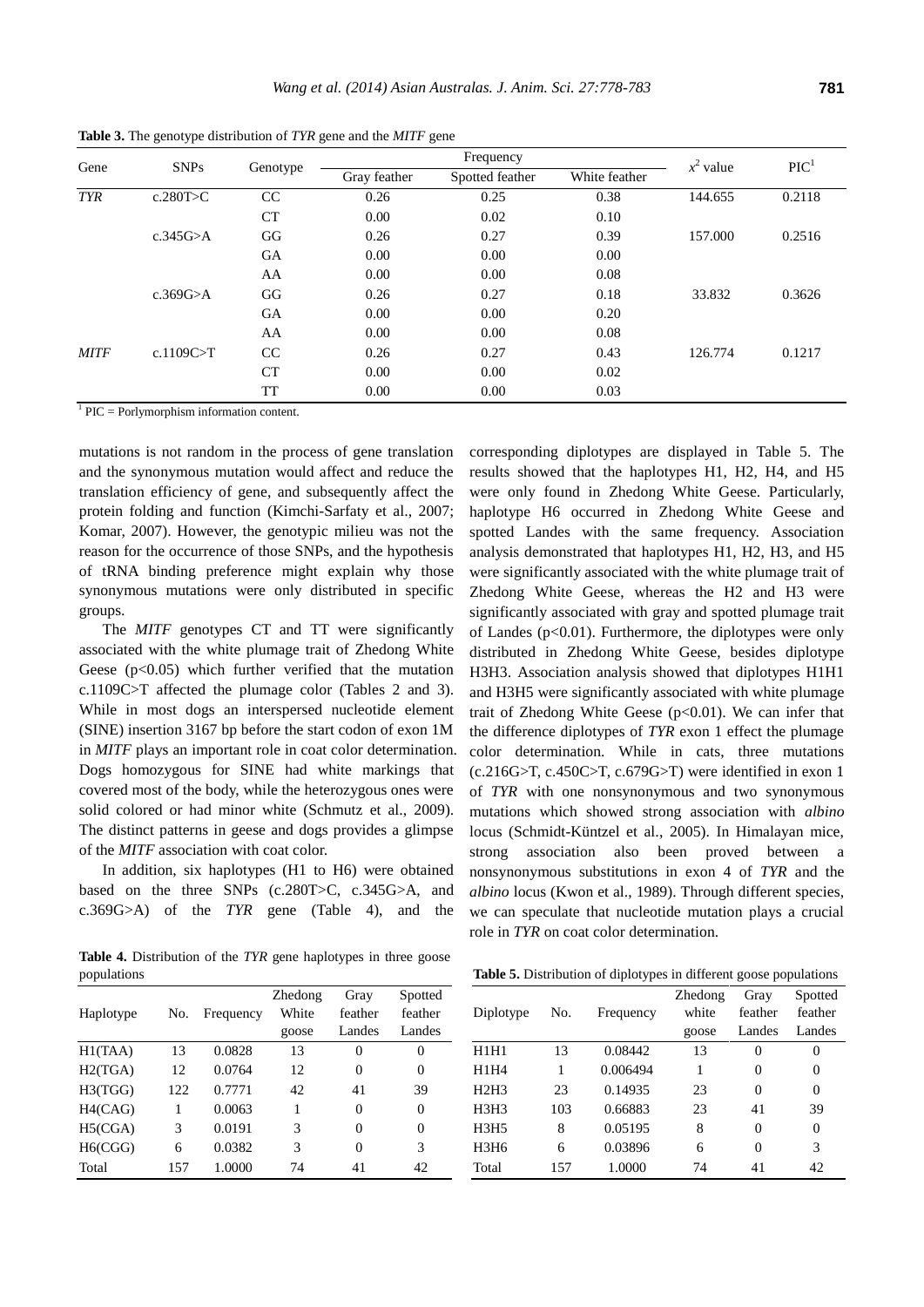**Table 3.** The genotype distribution of *TYR* gene and the *MITF* gene

| Gene | SNPs | Genotype | Frequency | | | $x^2$ value | PIC[1] |
|---|---|---|---|---|---|---|---|
| | | | Gray feather | Spotted feather | White feather | | |
| *TYR* | c.280T>C | CC | 0.26 | 0.25 | 0.38 | 144.655 | 0.2118 |
| | | CT | 0.00 | 0.02 | 0.10 | | |
| | c.345G>A | GG | 0.26 | 0.27 | 0.39 | 157.000 | 0.2516 |
| | | GA | 0.00 | 0.00 | 0.00 | | |
| | | AA | 0.00 | 0.00 | 0.08 | | |
| | c.369G>A | GG | 0.26 | 0.27 | 0.18 | 33.832 | 0.3626 |
| | | GA | 0.00 | 0.00 | 0.20 | | |
| | | AA | 0.00 | 0.00 | 0.08 | | |
| *MITF* | c.1109C>T | CC | 0.26 | 0.27 | 0.43 | 126.774 | 0.1217 |
| | | CT | 0.00 | 0.00 | 0.02 | | |
| | | TT | 0.00 | 0.00 | 0.03 | | |

[1] PIC = Porlymorphism information content.

mutations is not random in the process of gene translation and the synonymous mutation would affect and reduce the translation efficiency of gene, and subsequently affect the protein folding and function (Kimchi-Sarfaty et al., 2007; Komar, 2007). However, the genotypic milieu was not the reason for the occurrence of those SNPs, and the hypothesis of tRNA binding preference might explain why those synonymous mutations were only distributed in specific groups.

The *MITF* genotypes CT and TT were significantly associated with the white plumage trait of Zhedong White Geese ($p<0.05$) which further verified that the mutation c.1109C>T affected the plumage color (Tables 2 and 3). While in most dogs an interspersed nucleotide element (SINE) insertion 3167 bp before the start codon of exon 1M in *MITF* plays an important role in coat color determination. Dogs homozygous for SINE had white markings that covered most of the body, while the heterozygous ones were solid colored or had minor white (Schmutz et al., 2009). The distinct patterns in geese and dogs provides a glimpse of the *MITF* association with coat color.

In addition, six haplotypes (H1 to H6) were obtained based on the three SNPs (c.280T>C, c.345G>A, and c.369G>A) of the *TYR* gene (Table 4), and the corresponding diplotypes are displayed in Table 5. The results showed that the haplotypes H1, H2, H4, and H5 were only found in Zhedong White Geese. Particularly, haplotype H6 occurred in Zhedong White Geese and spotted Landes with the same frequency. Association analysis demonstrated that haplotypes H1, H2, H3, and H5 were significantly associated with the white plumage trait of Zhedong White Geese, whereas the H2 and H3 were significantly associated with gray and spotted plumage trait of Landes ($p<0.01$). Furthermore, the diplotypes were only distributed in Zhedong White Geese, besides diplotype H3H3. Association analysis showed that diplotypes H1H1 and H3H5 were significantly associated with white plumage trait of Zhedong White Geese ($p<0.01$). We can infer that the difference diplotypes of *TYR* exon 1 effect the plumage color determination. While in cats, three mutations (c.216G>T, c.450C>T, c.679G>T) were identified in exon 1 of *TYR* with one nonsynonymous and two synonymous mutations which showed strong association with *albino* locus (Schmidt-Küntzel et al., 2005). In Himalayan mice, strong association also been proved between a nonsynonymous substitutions in exon 4 of *TYR* and the *albino* locus (Kwon et al., 1989). Through different species, we can speculate that nucleotide mutation plays a crucial role in *TYR* on coat color determination.

**Table 4.** Distribution of the *TYR* gene haplotypes in three goose populations

| Haplotype | No. | Frequency | Zhedong White goose | Gray feather Landes | Spotted feather Landes |
|---|---|---|---|---|---|
| H1(TAA) | 13 | 0.0828 | 13 | 0 | 0 |
| H2(TGA) | 12 | 0.0764 | 12 | 0 | 0 |
| H3(TGG) | 122 | 0.7771 | 42 | 41 | 39 |
| H4(CAG) | 1 | 0.0063 | 1 | 0 | 0 |
| H5(CGA) | 3 | 0.0191 | 3 | 0 | 0 |
| H6(CGG) | 6 | 0.0382 | 3 | 0 | 3 |
| Total | 157 | 1.0000 | 74 | 41 | 42 |

**Table 5.** Distribution of diplotypes in different goose populations

| Diplotype | No. | Frequency | Zhedong white goose | Gray feather Landes | Spotted feather Landes |
|---|---|---|---|---|---|
| H1H1 | 13 | 0.08442 | 13 | 0 | 0 |
| H1H4 | 1 | 0.006494 | 1 | 0 | 0 |
| H2H3 | 23 | 0.14935 | 23 | 0 | 0 |
| H3H3 | 103 | 0.66883 | 23 | 41 | 39 |
| H3H5 | 8 | 0.05195 | 8 | 0 | 0 |
| H3H6 | 6 | 0.03896 | 6 | 0 | 3 |
| Total | 157 | 1.0000 | 74 | 41 | 42 |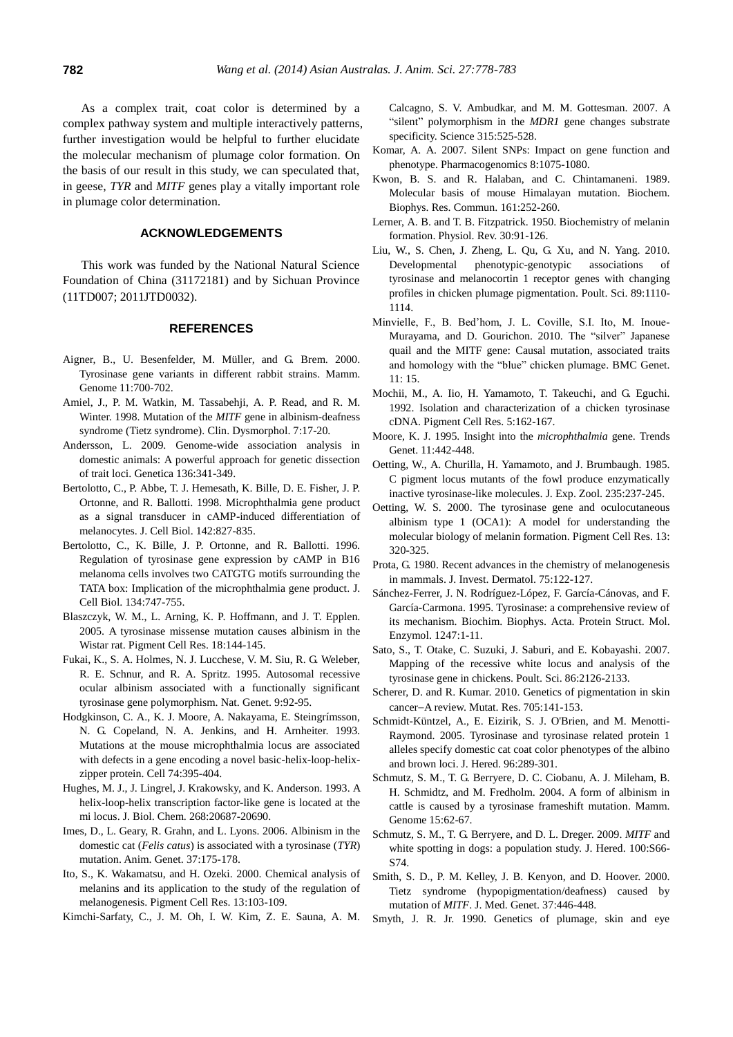As a complex trait, coat color is determined by a complex pathway system and multiple interactively patterns, further investigation would be helpful to further elucidate the molecular mechanism of plumage color formation. On the basis of our result in this study, we can speculated that, in geese, *TYR* and *MITF* genes play a vitally important role in plumage color determination.

## ACKNOWLEDGEMENTS

This work was funded by the National Natural Science Foundation of China (31172181) and by Sichuan Province (11TD007; 2011JTD0032).

## REFERENCES

Aigner, B., U. Besenfelder, M. Müller, and G. Brem. 2000. Tyrosinase gene variants in different rabbit strains. Mamm. Genome 11:700-702.

Amiel, J., P. M. Watkin, M. Tassabehji, A. P. Read, and R. M. Winter. 1998. Mutation of the *MITF* gene in albinism-deafness syndrome (Tietz syndrome). Clin. Dysmorphol. 7:17-20.

Andersson, L. 2009. Genome-wide association analysis in domestic animals: A powerful approach for genetic dissection of trait loci. Genetica 136:341-349.

Bertolotto, C., P. Abbe, T. J. Hemesath, K. Bille, D. E. Fisher, J. P. Ortonne, and R. Ballotti. 1998. Microphthalmia gene product as a signal transducer in cAMP-induced differentiation of melanocytes. J. Cell Biol. 142:827-835.

Bertolotto, C., K. Bille, J. P. Ortonne, and R. Ballotti. 1996. Regulation of tyrosinase gene expression by cAMP in B16 melanoma cells involves two CATGTG motifs surrounding the TATA box: Implication of the microphthalmia gene product. J. Cell Biol. 134:747-755.

Blaszczyk, W. M., L. Arning, K. P. Hoffmann, and J. T. Epplen. 2005. A tyrosinase missense mutation causes albinism in the Wistar rat. Pigment Cell Res. 18:144-145.

Fukai, K., S. A. Holmes, N. J. Lucchese, V. M. Siu, R. G. Weleber, R. E. Schnur, and R. A. Spritz. 1995. Autosomal recessive ocular albinism associated with a functionally significant tyrosinase gene polymorphism. Nat. Genet. 9:92-95.

Hodgkinson, C. A., K. J. Moore, A. Nakayama, E. Steingrímsson, N. G. Copeland, N. A. Jenkins, and H. Arnheiter. 1993. Mutations at the mouse microphthalmia locus are associated with defects in a gene encoding a novel basic-helix-loop-helix-zipper protein. Cell 74:395-404.

Hughes, M. J., J. Lingrel, J. Krakowsky, and K. Anderson. 1993. A helix-loop-helix transcription factor-like gene is located at the mi locus. J. Biol. Chem. 268:20687-20690.

Imes, D., L. Geary, R. Grahn, and L. Lyons. 2006. Albinism in the domestic cat (*Felis catus*) is associated with a tyrosinase (*TYR*) mutation. Anim. Genet. 37:175-178.

Ito, S., K. Wakamatsu, and H. Ozeki. 2000. Chemical analysis of melanins and its application to the study of the regulation of melanogenesis. Pigment Cell Res. 13:103-109.

Kimchi-Sarfaty, C., J. M. Oh, I. W. Kim, Z. E. Sauna, A. M. Calcagno, S. V. Ambudkar, and M. M. Gottesman. 2007. A "silent" polymorphism in the *MDR1* gene changes substrate specificity. Science 315:525-528.

Komar, A. A. 2007. Silent SNPs: Impact on gene function and phenotype. Pharmacogenomics 8:1075-1080.

Kwon, B. S. and R. Halaban, and C. Chintamaneni. 1989. Molecular basis of mouse Himalayan mutation. Biochem. Biophys. Res. Commun. 161:252-260.

Lerner, A. B. and T. B. Fitzpatrick. 1950. Biochemistry of melanin formation. Physiol. Rev. 30:91-126.

Liu, W., S. Chen, J. Zheng, L. Qu, G. Xu, and N. Yang. 2010. Developmental phenotypic-genotypic associations of tyrosinase and melanocortin 1 receptor genes with changing profiles in chicken plumage pigmentation. Poult. Sci. 89:1110-1114.

Minvielle, F., B. Bed'hom, J. L. Coville, S.I. Ito, M. Inoue-Murayama, and D. Gourichon. 2010. The "silver" Japanese quail and the MITF gene: Causal mutation, associated traits and homology with the "blue" chicken plumage. BMC Genet. 11: 15.

Mochii, M., A. Iio, H. Yamamoto, T. Takeuchi, and G. Eguchi. 1992. Isolation and characterization of a chicken tyrosinase cDNA. Pigment Cell Res. 5:162-167.

Moore, K. J. 1995. Insight into the *microphthalmia* gene. Trends Genet. 11:442-448.

Oetting, W., A. Churilla, H. Yamamoto, and J. Brumbaugh. 1985. C pigment locus mutants of the fowl produce enzymatically inactive tyrosinase-like molecules. J. Exp. Zool. 235:237-245.

Oetting, W. S. 2000. The tyrosinase gene and oculocutaneous albinism type 1 (OCA1): A model for understanding the molecular biology of melanin formation. Pigment Cell Res. 13: 320-325.

Prota, G. 1980. Recent advances in the chemistry of melanogenesis in mammals. J. Invest. Dermatol. 75:122-127.

Sánchez-Ferrer, J. N. Rodríguez-López, F. García-Cánovas, and F. García-Carmona. 1995. Tyrosinase: a comprehensive review of its mechanism. Biochim. Biophys. Acta. Protein Struct. Mol. Enzymol. 1247:1-11.

Sato, S., T. Otake, C. Suzuki, J. Saburi, and E. Kobayashi. 2007. Mapping of the recessive white locus and analysis of the tyrosinase gene in chickens. Poult. Sci. 86:2126-2133.

Scherer, D. and R. Kumar. 2010. Genetics of pigmentation in skin cancer−A review. Mutat. Res. 705:141-153.

Schmidt-Küntzel, A., E. Eizirik, S. J. O'Brien, and M. Menotti-Raymond. 2005. Tyrosinase and tyrosinase related protein 1 alleles specify domestic cat coat color phenotypes of the albino and brown loci. J. Hered. 96:289-301.

Schmutz, S. M., T. G. Berryere, D. C. Ciobanu, A. J. Mileham, B. H. Schmidtz, and M. Fredholm. 2004. A form of albinism in cattle is caused by a tyrosinase frameshift mutation. Mamm. Genome 15:62-67.

Schmutz, S. M., T. G. Berryere, and D. L. Dreger. 2009. *MITF* and white spotting in dogs: a population study. J. Hered. 100:S66-S74.

Smith, S. D., P. M. Kelley, J. B. Kenyon, and D. Hoover. 2000. Tietz syndrome (hypopigmentation/deafness) caused by mutation of *MITF*. J. Med. Genet. 37:446-448.

Smyth, J. R. Jr. 1990. Genetics of plumage, skin and eye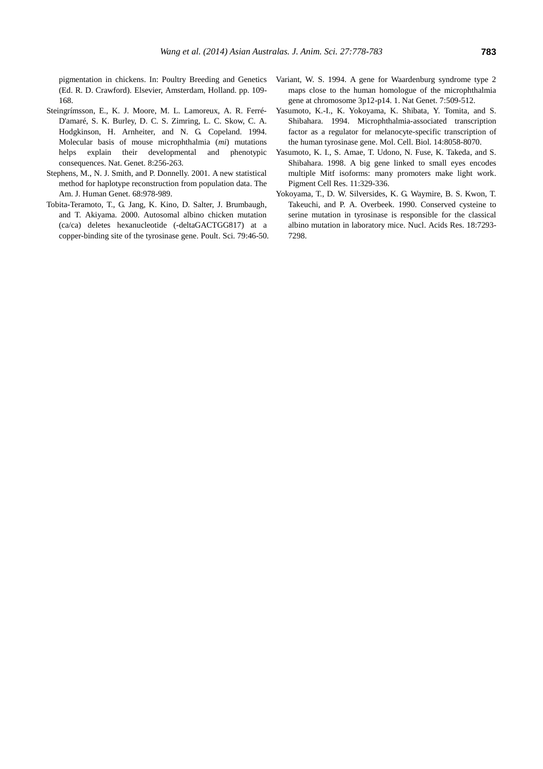pigmentation in chickens. In: Poultry Breeding and Genetics (Ed. R. D. Crawford). Elsevier, Amsterdam, Holland. pp. 109-168.

Steingrímsson, E., K. J. Moore, M. L. Lamoreux, A. R. Ferré-D'amaré, S. K. Burley, D. C. S. Zimring, L. C. Skow, C. A. Hodgkinson, H. Arnheiter, and N. G. Copeland. 1994. Molecular basis of mouse microphthalmia (*mi*) mutations helps explain their developmental and phenotypic consequences. Nat. Genet. 8:256-263.

Stephens, M., N. J. Smith, and P. Donnelly. 2001. A new statistical method for haplotype reconstruction from population data. The Am. J. Human Genet. 68:978-989.

Tobita-Teramoto, T., G. Jang, K. Kino, D. Salter, J. Brumbaugh, and T. Akiyama. 2000. Autosomal albino chicken mutation (ca/ca) deletes hexanucleotide (-deltaGACTGG817) at a copper-binding site of the tyrosinase gene. Poult. Sci. 79:46-50.

Variant, W. S. 1994. A gene for Waardenburg syndrome type 2 maps close to the human homologue of the microphthalmia gene at chromosome 3p12-p14. 1. Nat Genet. 7:509-512.

Yasumoto, K.-I., K. Yokoyama, K. Shibata, Y. Tomita, and S. Shibahara. 1994. Microphthalmia-associated transcription factor as a regulator for melanocyte-specific transcription of the human tyrosinase gene. Mol. Cell. Biol. 14:8058-8070.

Yasumoto, K. I., S. Amae, T. Udono, N. Fuse, K. Takeda, and S. Shibahara. 1998. A big gene linked to small eyes encodes multiple Mitf isoforms: many promoters make light work. Pigment Cell Res. 11:329-336.

Yokoyama, T., D. W. Silversides, K. G. Waymire, B. S. Kwon, T. Takeuchi, and P. A. Overbeek. 1990. Conserved cysteine to serine mutation in tyrosinase is responsible for the classical albino mutation in laboratory mice. Nucl. Acids Res. 18:7293-7298.